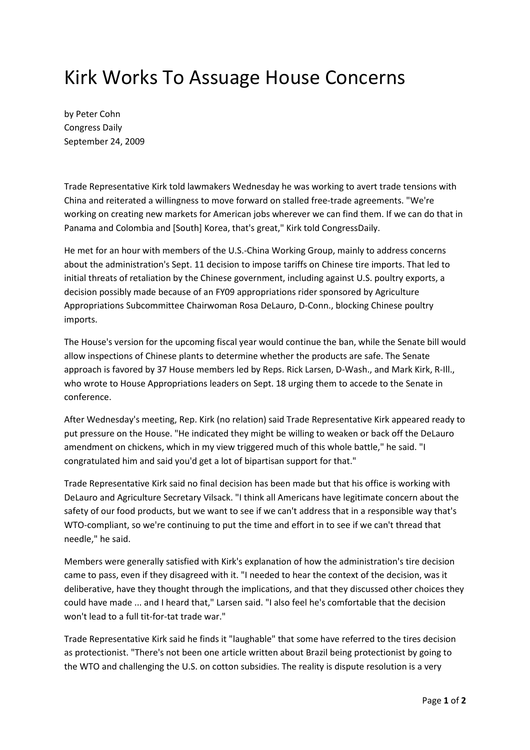# Kirk Works To Assuage House Concerns

by Peter Cohn
Congress Daily
September 24, 2009

Trade Representative Kirk told lawmakers Wednesday he was working to avert trade tensions with China and reiterated a willingness to move forward on stalled free-trade agreements. "We're working on creating new markets for American jobs wherever we can find them. If we can do that in Panama and Colombia and [South] Korea, that's great," Kirk told CongressDaily.

He met for an hour with members of the U.S.-China Working Group, mainly to address concerns about the administration's Sept. 11 decision to impose tariffs on Chinese tire imports. That led to initial threats of retaliation by the Chinese government, including against U.S. poultry exports, a decision possibly made because of an FY09 appropriations rider sponsored by Agriculture Appropriations Subcommittee Chairwoman Rosa DeLauro, D-Conn., blocking Chinese poultry imports.

The House's version for the upcoming fiscal year would continue the ban, while the Senate bill would allow inspections of Chinese plants to determine whether the products are safe. The Senate approach is favored by 37 House members led by Reps. Rick Larsen, D-Wash., and Mark Kirk, R-Ill., who wrote to House Appropriations leaders on Sept. 18 urging them to accede to the Senate in conference.

After Wednesday's meeting, Rep. Kirk (no relation) said Trade Representative Kirk appeared ready to put pressure on the House. "He indicated they might be willing to weaken or back off the DeLauro amendment on chickens, which in my view triggered much of this whole battle," he said. "I congratulated him and said you'd get a lot of bipartisan support for that."

Trade Representative Kirk said no final decision has been made but that his office is working with DeLauro and Agriculture Secretary Vilsack. "I think all Americans have legitimate concern about the safety of our food products, but we want to see if we can't address that in a responsible way that's WTO-compliant, so we're continuing to put the time and effort in to see if we can't thread that needle," he said.

Members were generally satisfied with Kirk's explanation of how the administration's tire decision came to pass, even if they disagreed with it. "I needed to hear the context of the decision, was it deliberative, have they thought through the implications, and that they discussed other choices they could have made ... and I heard that," Larsen said. "I also feel he's comfortable that the decision won't lead to a full tit-for-tat trade war."

Trade Representative Kirk said he finds it "laughable" that some have referred to the tires decision as protectionist. "There's not been one article written about Brazil being protectionist by going to the WTO and challenging the U.S. on cotton subsidies. The reality is dispute resolution is a very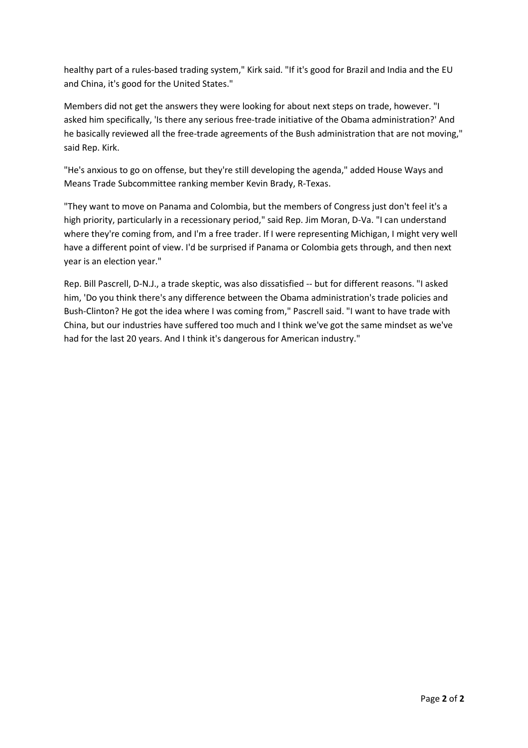healthy part of a rules-based trading system," Kirk said. "If it's good for Brazil and India and the EU and China, it's good for the United States."

Members did not get the answers they were looking for about next steps on trade, however. "I asked him specifically, 'Is there any serious free-trade initiative of the Obama administration?' And he basically reviewed all the free-trade agreements of the Bush administration that are not moving," said Rep. Kirk.

"He's anxious to go on offense, but they're still developing the agenda," added House Ways and Means Trade Subcommittee ranking member Kevin Brady, R-Texas.

"They want to move on Panama and Colombia, but the members of Congress just don't feel it's a high priority, particularly in a recessionary period," said Rep. Jim Moran, D-Va. "I can understand where they're coming from, and I'm a free trader. If I were representing Michigan, I might very well have a different point of view. I'd be surprised if Panama or Colombia gets through, and then next year is an election year."

Rep. Bill Pascrell, D-N.J., a trade skeptic, was also dissatisfied -- but for different reasons. "I asked him, 'Do you think there's any difference between the Obama administration's trade policies and Bush-Clinton? He got the idea where I was coming from," Pascrell said. "I want to have trade with China, but our industries have suffered too much and I think we've got the same mindset as we've had for the last 20 years. And I think it's dangerous for American industry."